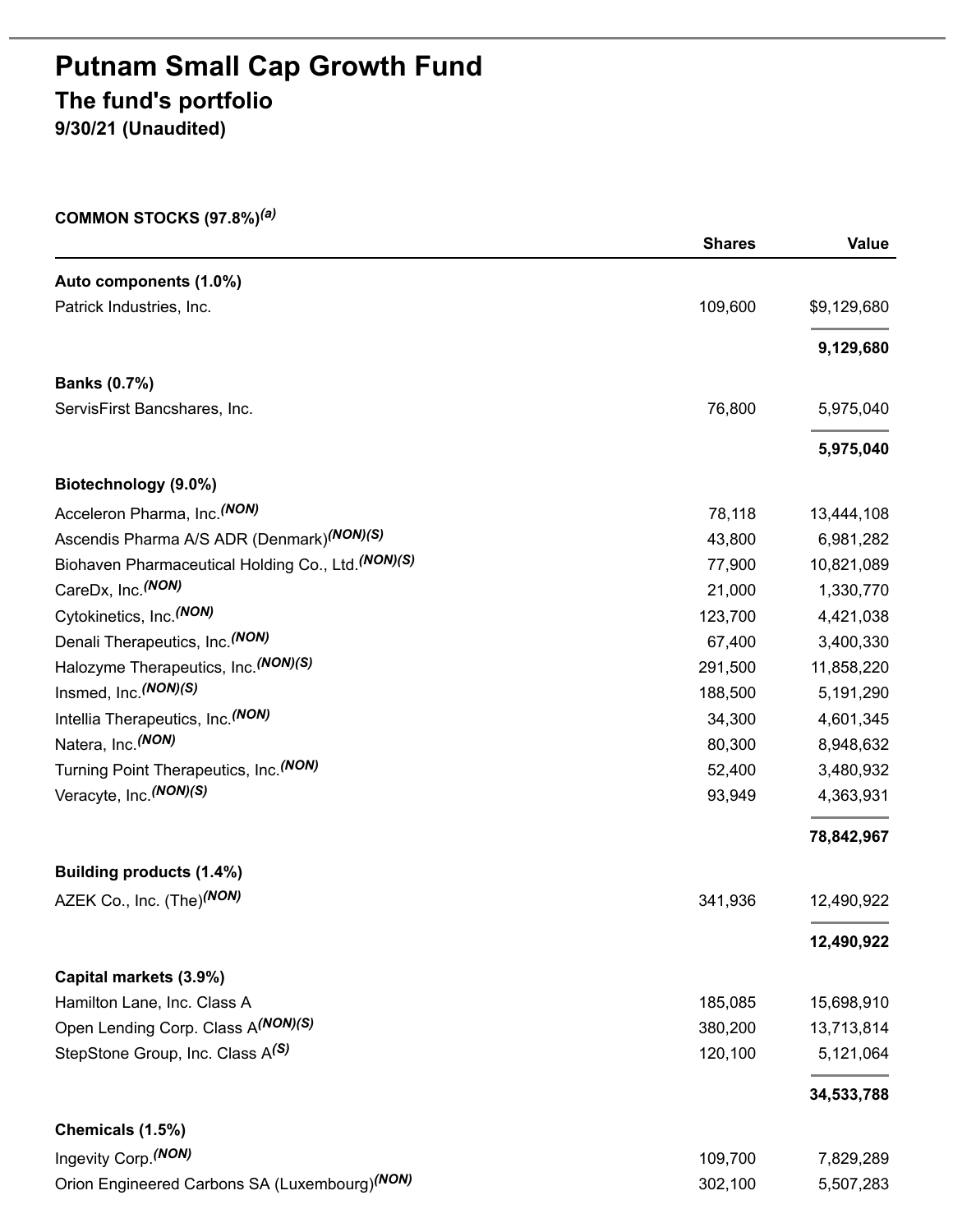# Putnam Small Cap Growth Fund

## The fund's portfolio

### 9/30/21 (Unaudited)

**COMMON STOCKS (97.8%)[(a)]**

| | Shares | Value |
|---|---|---|
| **Auto components (1.0%)** | | |
| Patrick Industries, Inc. | 109,600 | $9,129,680 |
| | | **9,129,680** |
| **Banks (0.7%)** | | |
| ServisFirst Bancshares, Inc. | 76,800 | 5,975,040 |
| | | **5,975,040** |
| **Biotechnology (9.0%)** | | |
| Acceleron Pharma, Inc.[(NON)] | 78,118 | 13,444,108 |
| Ascendis Pharma A/S ADR (Denmark)[(NON)(S)] | 43,800 | 6,981,282 |
| Biohaven Pharmaceutical Holding Co., Ltd.[(NON)(S)] | 77,900 | 10,821,089 |
| CareDx, Inc.[(NON)] | 21,000 | 1,330,770 |
| Cytokinetics, Inc.[(NON)] | 123,700 | 4,421,038 |
| Denali Therapeutics, Inc.[(NON)] | 67,400 | 3,400,330 |
| Halozyme Therapeutics, Inc.[(NON)(S)] | 291,500 | 11,858,220 |
| Insmed, Inc.[(NON)(S)] | 188,500 | 5,191,290 |
| Intellia Therapeutics, Inc.[(NON)] | 34,300 | 4,601,345 |
| Natera, Inc.[(NON)] | 80,300 | 8,948,632 |
| Turning Point Therapeutics, Inc.[(NON)] | 52,400 | 3,480,932 |
| Veracyte, Inc.[(NON)(S)] | 93,949 | 4,363,931 |
| | | **78,842,967** |
| **Building products (1.4%)** | | |
| AZEK Co., Inc. (The)[(NON)] | 341,936 | 12,490,922 |
| | | **12,490,922** |
| **Capital markets (3.9%)** | | |
| Hamilton Lane, Inc. Class A | 185,085 | 15,698,910 |
| Open Lending Corp. Class A[(NON)(S)] | 380,200 | 13,713,814 |
| StepStone Group, Inc. Class A[(S)] | 120,100 | 5,121,064 |
| | | **34,533,788** |
| **Chemicals (1.5%)** | | |
| Ingevity Corp.[(NON)] | 109,700 | 7,829,289 |
| Orion Engineered Carbons SA (Luxembourg)[(NON)] | 302,100 | 5,507,283 |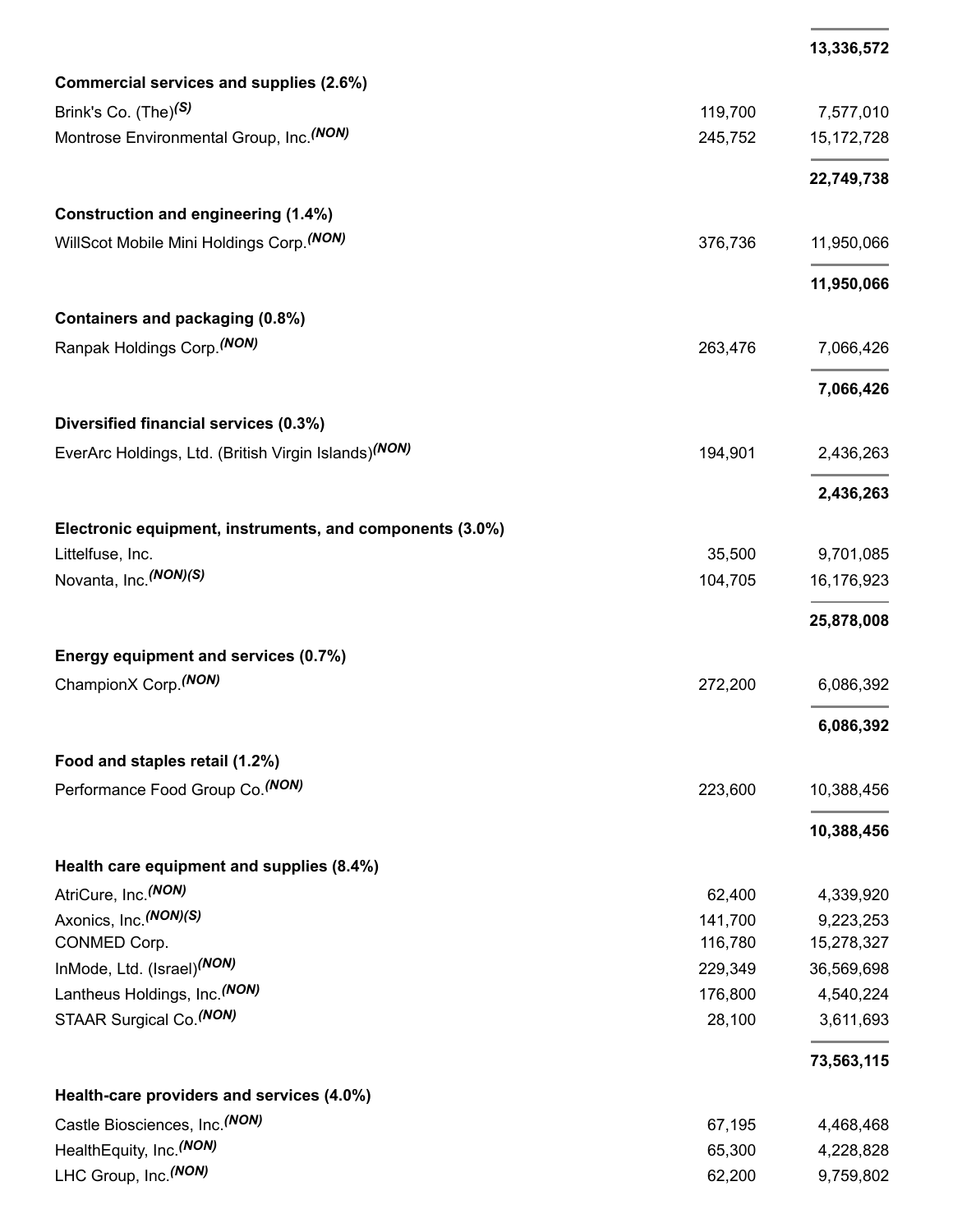| | | |
|---|---|---|
| | | **13,336,572** |
| **Commercial services and supplies (2.6%)** | | |
| Brink's Co. (The)*(S)* | 119,700 | 7,577,010 |
| Montrose Environmental Group, Inc.*(NON)* | 245,752 | 15,172,728 |
| | | **22,749,738** |
| **Construction and engineering (1.4%)** | | |
| WillScot Mobile Mini Holdings Corp.*(NON)* | 376,736 | 11,950,066 |
| | | **11,950,066** |
| **Containers and packaging (0.8%)** | | |
| Ranpak Holdings Corp.*(NON)* | 263,476 | 7,066,426 |
| | | **7,066,426** |
| **Diversified financial services (0.3%)** | | |
| EverArc Holdings, Ltd. (British Virgin Islands)*(NON)* | 194,901 | 2,436,263 |
| | | **2,436,263** |
| **Electronic equipment, instruments, and components (3.0%)** | | |
| Littelfuse, Inc. | 35,500 | 9,701,085 |
| Novanta, Inc.*(NON)(S)* | 104,705 | 16,176,923 |
| | | **25,878,008** |
| **Energy equipment and services (0.7%)** | | |
| ChampionX Corp.*(NON)* | 272,200 | 6,086,392 |
| | | **6,086,392** |
| **Food and staples retail (1.2%)** | | |
| Performance Food Group Co.*(NON)* | 223,600 | 10,388,456 |
| | | **10,388,456** |
| **Health care equipment and supplies (8.4%)** | | |
| AtriCure, Inc.*(NON)* | 62,400 | 4,339,920 |
| Axonics, Inc.*(NON)(S)* | 141,700 | 9,223,253 |
| CONMED Corp. | 116,780 | 15,278,327 |
| InMode, Ltd. (Israel)*(NON)* | 229,349 | 36,569,698 |
| Lantheus Holdings, Inc.*(NON)* | 176,800 | 4,540,224 |
| STAAR Surgical Co.*(NON)* | 28,100 | 3,611,693 |
| | | **73,563,115** |
| **Health-care providers and services (4.0%)** | | |
| Castle Biosciences, Inc.*(NON)* | 67,195 | 4,468,468 |
| HealthEquity, Inc.*(NON)* | 65,300 | 4,228,828 |
| LHC Group, Inc.*(NON)* | 62,200 | 9,759,802 |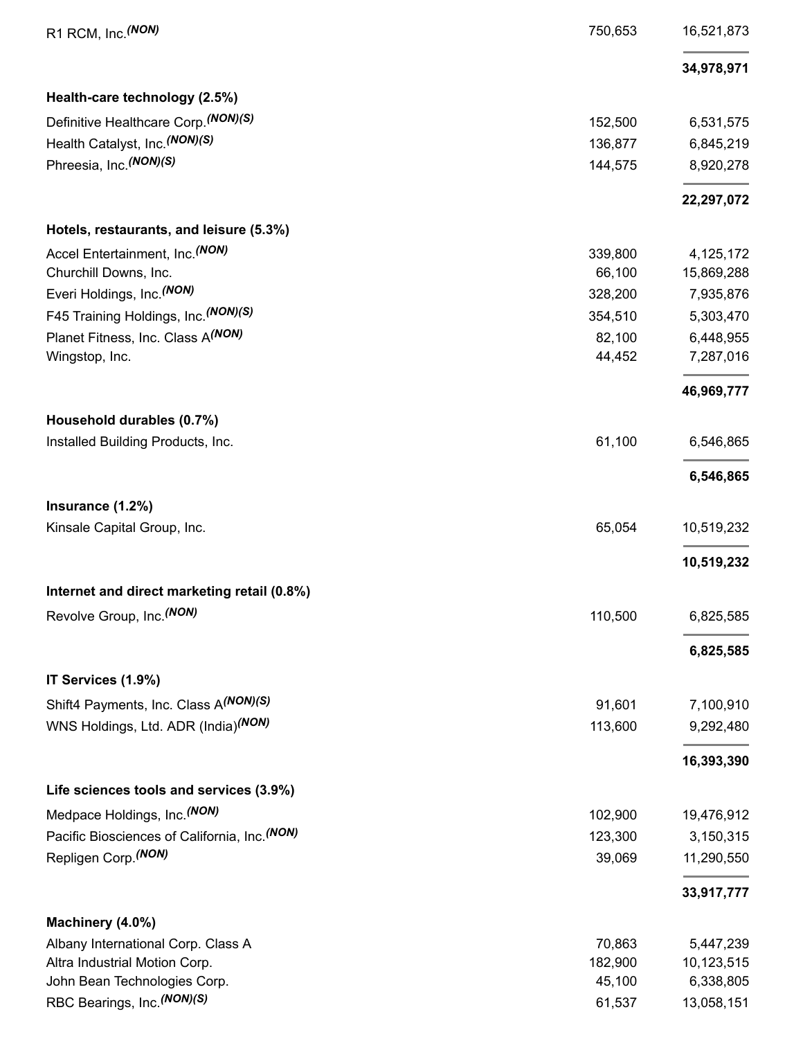| | | |
|---|---|---|
| R1 RCM, Inc.(NON) | 750,653 | 16,521,873 |
| | | **34,978,971** |
| **Health-care technology (2.5%)** | | |
| Definitive Healthcare Corp.(NON)(S) | 152,500 | 6,531,575 |
| Health Catalyst, Inc.(NON)(S) | 136,877 | 6,845,219 |
| Phreesia, Inc.(NON)(S) | 144,575 | 8,920,278 |
| | | **22,297,072** |
| **Hotels, restaurants, and leisure (5.3%)** | | |
| Accel Entertainment, Inc.(NON) | 339,800 | 4,125,172 |
| Churchill Downs, Inc. | 66,100 | 15,869,288 |
| Everi Holdings, Inc.(NON) | 328,200 | 7,935,876 |
| F45 Training Holdings, Inc.(NON)(S) | 354,510 | 5,303,470 |
| Planet Fitness, Inc. Class A(NON) | 82,100 | 6,448,955 |
| Wingstop, Inc. | 44,452 | 7,287,016 |
| | | **46,969,777** |
| **Household durables (0.7%)** | | |
| Installed Building Products, Inc. | 61,100 | 6,546,865 |
| | | **6,546,865** |
| **Insurance (1.2%)** | | |
| Kinsale Capital Group, Inc. | 65,054 | 10,519,232 |
| | | **10,519,232** |
| **Internet and direct marketing retail (0.8%)** | | |
| Revolve Group, Inc.(NON) | 110,500 | 6,825,585 |
| | | **6,825,585** |
| **IT Services (1.9%)** | | |
| Shift4 Payments, Inc. Class A(NON)(S) | 91,601 | 7,100,910 |
| WNS Holdings, Ltd. ADR (India)(NON) | 113,600 | 9,292,480 |
| | | **16,393,390** |
| **Life sciences tools and services (3.9%)** | | |
| Medpace Holdings, Inc.(NON) | 102,900 | 19,476,912 |
| Pacific Biosciences of California, Inc.(NON) | 123,300 | 3,150,315 |
| Repligen Corp.(NON) | 39,069 | 11,290,550 |
| | | **33,917,777** |
| **Machinery (4.0%)** | | |
| Albany International Corp. Class A | 70,863 | 5,447,239 |
| Altra Industrial Motion Corp. | 182,900 | 10,123,515 |
| John Bean Technologies Corp. | 45,100 | 6,338,805 |
| RBC Bearings, Inc.(NON)(S) | 61,537 | 13,058,151 |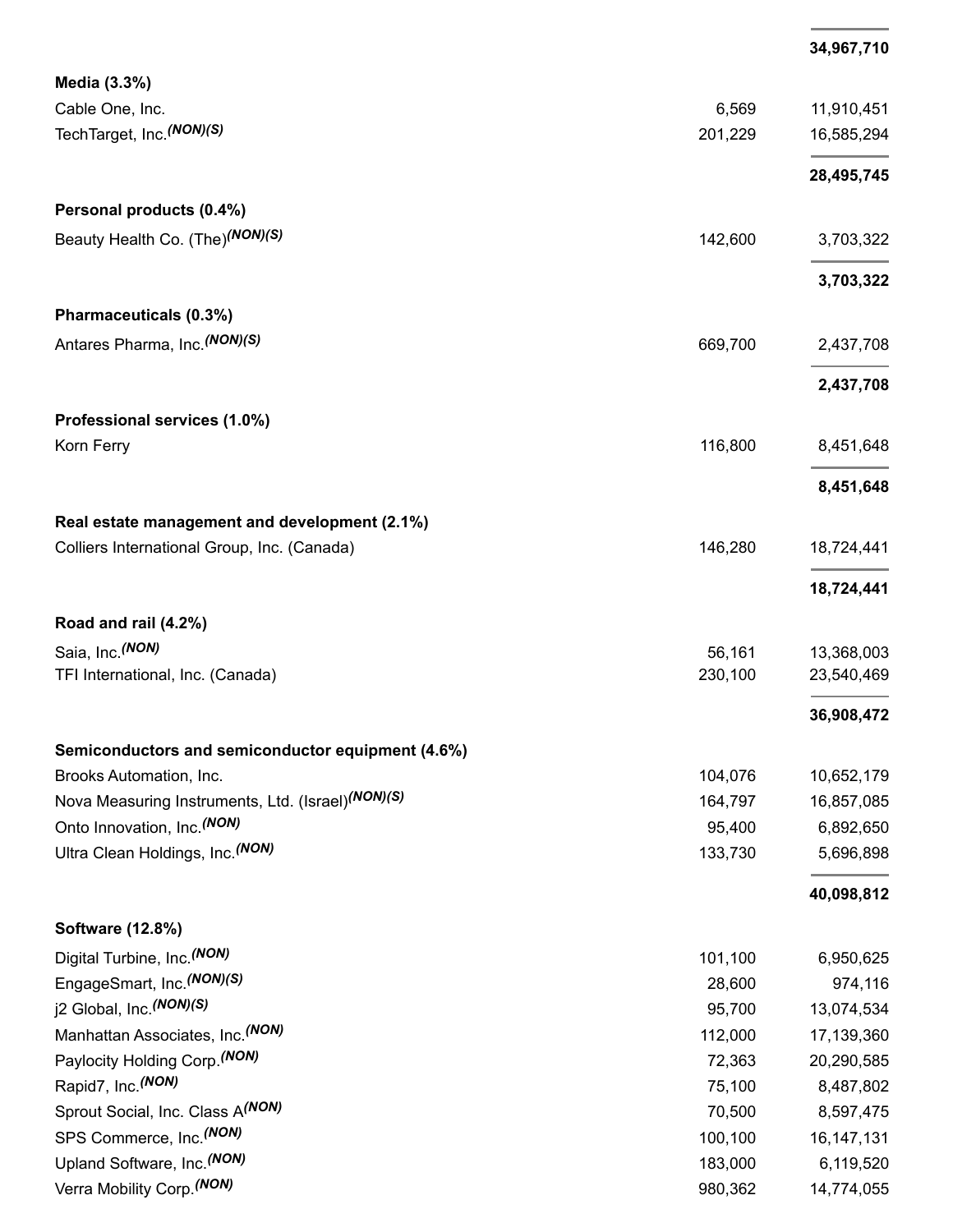| | | |
|---|---|---|
| | | **34,967,710** |
| **Media (3.3%)** | | |
| Cable One, Inc. | 6,569 | 11,910,451 |
| TechTarget, Inc.*(NON)(S)* | 201,229 | 16,585,294 |
| | | **28,495,745** |
| **Personal products (0.4%)** | | |
| Beauty Health Co. (The)*(NON)(S)* | 142,600 | 3,703,322 |
| | | **3,703,322** |
| **Pharmaceuticals (0.3%)** | | |
| Antares Pharma, Inc.*(NON)(S)* | 669,700 | 2,437,708 |
| | | **2,437,708** |
| **Professional services (1.0%)** | | |
| Korn Ferry | 116,800 | 8,451,648 |
| | | **8,451,648** |
| **Real estate management and development (2.1%)** | | |
| Colliers International Group, Inc. (Canada) | 146,280 | 18,724,441 |
| | | **18,724,441** |
| **Road and rail (4.2%)** | | |
| Saia, Inc.*(NON)* | 56,161 | 13,368,003 |
| TFI International, Inc. (Canada) | 230,100 | 23,540,469 |
| | | **36,908,472** |
| **Semiconductors and semiconductor equipment (4.6%)** | | |
| Brooks Automation, Inc. | 104,076 | 10,652,179 |
| Nova Measuring Instruments, Ltd. (Israel)*(NON)(S)* | 164,797 | 16,857,085 |
| Onto Innovation, Inc.*(NON)* | 95,400 | 6,892,650 |
| Ultra Clean Holdings, Inc.*(NON)* | 133,730 | 5,696,898 |
| | | **40,098,812** |
| **Software (12.8%)** | | |
| Digital Turbine, Inc.*(NON)* | 101,100 | 6,950,625 |
| EngageSmart, Inc.*(NON)(S)* | 28,600 | 974,116 |
| j2 Global, Inc.*(NON)(S)* | 95,700 | 13,074,534 |
| Manhattan Associates, Inc.*(NON)* | 112,000 | 17,139,360 |
| Paylocity Holding Corp.*(NON)* | 72,363 | 20,290,585 |
| Rapid7, Inc.*(NON)* | 75,100 | 8,487,802 |
| Sprout Social, Inc. Class A*(NON)* | 70,500 | 8,597,475 |
| SPS Commerce, Inc.*(NON)* | 100,100 | 16,147,131 |
| Upland Software, Inc.*(NON)* | 183,000 | 6,119,520 |
| Verra Mobility Corp.*(NON)* | 980,362 | 14,774,055 |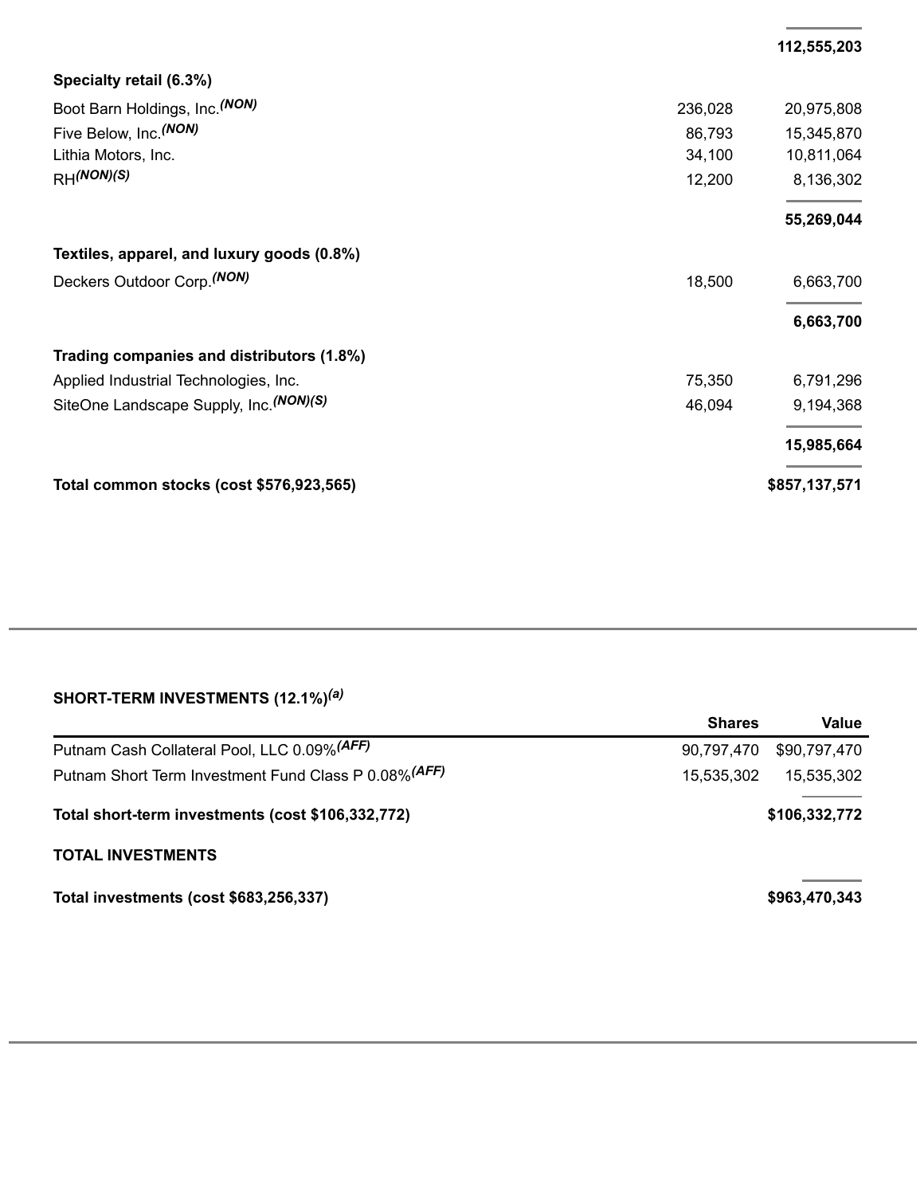| | | |
|---|---|---|
| | | 112,555,203 |
| **Specialty retail (6.3%)** | | |
| Boot Barn Holdings, Inc. *(NON)* | 236,028 | 20,975,808 |
| Five Below, Inc. *(NON)* | 86,793 | 15,345,870 |
| Lithia Motors, Inc. | 34,100 | 10,811,064 |
| RH *(NON)(S)* | 12,200 | 8,136,302 |
| | | **55,269,044** |
| **Textiles, apparel, and luxury goods (0.8%)** | | |
| Deckers Outdoor Corp. *(NON)* | 18,500 | 6,663,700 |
| | | **6,663,700** |
| **Trading companies and distributors (1.8%)** | | |
| Applied Industrial Technologies, Inc. | 75,350 | 6,791,296 |
| SiteOne Landscape Supply, Inc. *(NON)(S)* | 46,094 | 9,194,368 |
| | | **15,985,664** |
| **Total common stocks (cost $576,923,565)** | | **$857,137,571** |

**SHORT-TERM INVESTMENTS (12.1%)** *(a)*

| | Shares | Value |
|---|---|---|
| Putnam Cash Collateral Pool, LLC 0.09% *(AFF)* | 90,797,470 | $90,797,470 |
| Putnam Short Term Investment Fund Class P 0.08% *(AFF)* | 15,535,302 | 15,535,302 |
| **Total short-term investments (cost $106,332,772)** | | **$106,332,772** |

**TOTAL INVESTMENTS**

| | |
|---|---|
| **Total investments (cost $683,256,337)** | **$963,470,343** |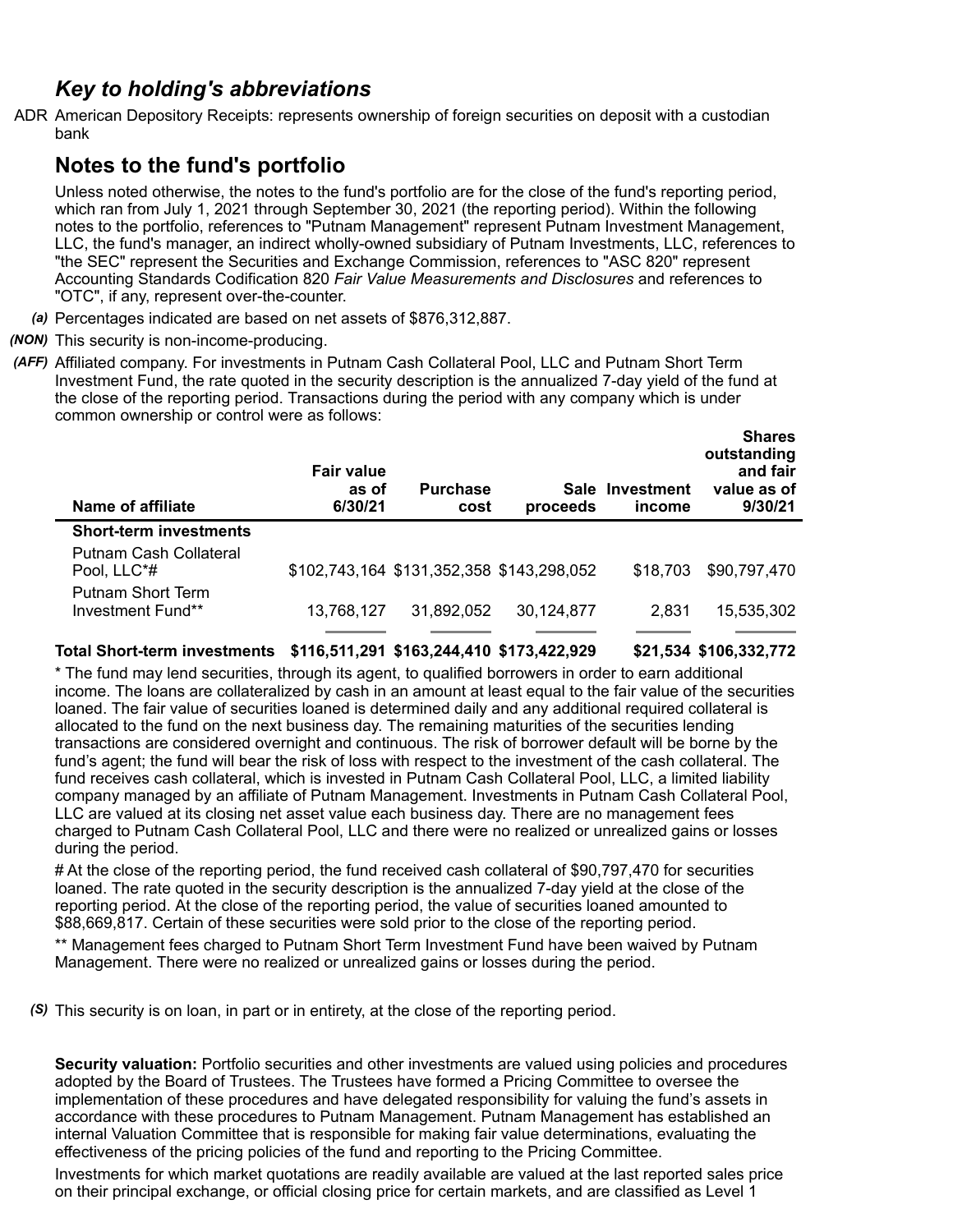## *Key to holding's abbreviations*

ADR American Depository Receipts: represents ownership of foreign securities on deposit with a custodian bank

## Notes to the fund's portfolio

Unless noted otherwise, the notes to the fund's portfolio are for the close of the fund's reporting period, which ran from July 1, 2021 through September 30, 2021 (the reporting period). Within the following notes to the portfolio, references to "Putnam Management" represent Putnam Investment Management, LLC, the fund's manager, an indirect wholly-owned subsidiary of Putnam Investments, LLC, references to "the SEC" represent the Securities and Exchange Commission, references to "ASC 820" represent Accounting Standards Codification 820 *Fair Value Measurements and Disclosures* and references to "OTC", if any, represent over-the-counter.

*(a)* Percentages indicated are based on net assets of $876,312,887.

*(NON)* This security is non-income-producing.

*(AFF)* Affiliated company. For investments in Putnam Cash Collateral Pool, LLC and Putnam Short Term Investment Fund, the rate quoted in the security description is the annualized 7-day yield of the fund at the close of the reporting period. Transactions during the period with any company which is under common ownership or control were as follows:

| Name of affiliate | Fair value as of 6/30/21 | Purchase cost | Sale proceeds | Investment income | Shares outstanding and fair value as of 9/30/21 |
|---|---|---|---|---|---|
| **Short-term investments** | | | | | |
| Putnam Cash Collateral Pool, LLC*# | $102,743,164 | $131,352,358 | $143,298,052 | $18,703 | $90,797,470 |
| Putnam Short Term Investment Fund** | 13,768,127 | 31,892,052 | 30,124,877 | 2,831 | 15,535,302 |
| **Total Short-term investments** | **$116,511,291** | **$163,244,410** | **$173,422,929** | **$21,534** | **$106,332,772** |

* The fund may lend securities, through its agent, to qualified borrowers in order to earn additional income. The loans are collateralized by cash in an amount at least equal to the fair value of the securities loaned. The fair value of securities loaned is determined daily and any additional required collateral is allocated to the fund on the next business day. The remaining maturities of the securities lending transactions are considered overnight and continuous. The risk of borrower default will be borne by the fund's agent; the fund will bear the risk of loss with respect to the investment of the cash collateral. The fund receives cash collateral, which is invested in Putnam Cash Collateral Pool, LLC, a limited liability company managed by an affiliate of Putnam Management. Investments in Putnam Cash Collateral Pool, LLC are valued at its closing net asset value each business day. There are no management fees charged to Putnam Cash Collateral Pool, LLC and there were no realized or unrealized gains or losses during the period.

# At the close of the reporting period, the fund received cash collateral of $90,797,470 for securities loaned. The rate quoted in the security description is the annualized 7-day yield at the close of the reporting period. At the close of the reporting period, the value of securities loaned amounted to $88,669,817. Certain of these securities were sold prior to the close of the reporting period.

** Management fees charged to Putnam Short Term Investment Fund have been waived by Putnam Management. There were no realized or unrealized gains or losses during the period.

*(S)* This security is on loan, in part or in entirety, at the close of the reporting period.

**Security valuation:** Portfolio securities and other investments are valued using policies and procedures adopted by the Board of Trustees. The Trustees have formed a Pricing Committee to oversee the implementation of these procedures and have delegated responsibility for valuing the fund's assets in accordance with these procedures to Putnam Management. Putnam Management has established an internal Valuation Committee that is responsible for making fair value determinations, evaluating the effectiveness of the pricing policies of the fund and reporting to the Pricing Committee.

Investments for which market quotations are readily available are valued at the last reported sales price on their principal exchange, or official closing price for certain markets, and are classified as Level 1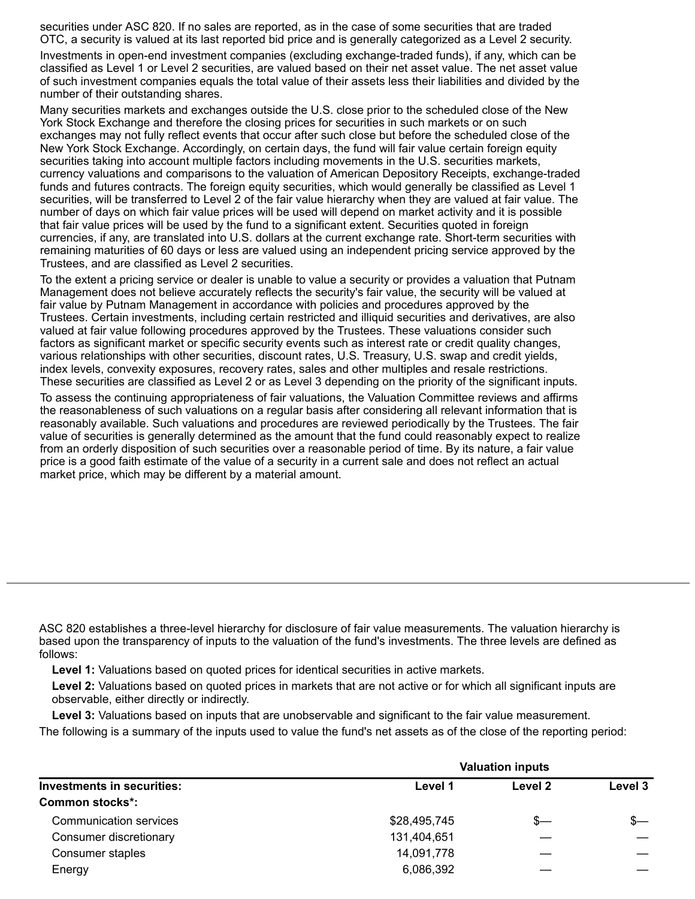securities under ASC 820. If no sales are reported, as in the case of some securities that are traded OTC, a security is valued at its last reported bid price and is generally categorized as a Level 2 security.

Investments in open-end investment companies (excluding exchange-traded funds), if any, which can be classified as Level 1 or Level 2 securities, are valued based on their net asset value. The net asset value of such investment companies equals the total value of their assets less their liabilities and divided by the number of their outstanding shares.

Many securities markets and exchanges outside the U.S. close prior to the scheduled close of the New York Stock Exchange and therefore the closing prices for securities in such markets or on such exchanges may not fully reflect events that occur after such close but before the scheduled close of the New York Stock Exchange. Accordingly, on certain days, the fund will fair value certain foreign equity securities taking into account multiple factors including movements in the U.S. securities markets, currency valuations and comparisons to the valuation of American Depository Receipts, exchange-traded funds and futures contracts. The foreign equity securities, which would generally be classified as Level 1 securities, will be transferred to Level 2 of the fair value hierarchy when they are valued at fair value. The number of days on which fair value prices will be used will depend on market activity and it is possible that fair value prices will be used by the fund to a significant extent. Securities quoted in foreign currencies, if any, are translated into U.S. dollars at the current exchange rate. Short-term securities with remaining maturities of 60 days or less are valued using an independent pricing service approved by the Trustees, and are classified as Level 2 securities.

To the extent a pricing service or dealer is unable to value a security or provides a valuation that Putnam Management does not believe accurately reflects the security's fair value, the security will be valued at fair value by Putnam Management in accordance with policies and procedures approved by the Trustees. Certain investments, including certain restricted and illiquid securities and derivatives, are also valued at fair value following procedures approved by the Trustees. These valuations consider such factors as significant market or specific security events such as interest rate or credit quality changes, various relationships with other securities, discount rates, U.S. Treasury, U.S. swap and credit yields, index levels, convexity exposures, recovery rates, sales and other multiples and resale restrictions. These securities are classified as Level 2 or as Level 3 depending on the priority of the significant inputs.

To assess the continuing appropriateness of fair valuations, the Valuation Committee reviews and affirms the reasonableness of such valuations on a regular basis after considering all relevant information that is reasonably available. Such valuations and procedures are reviewed periodically by the Trustees. The fair value of securities is generally determined as the amount that the fund could reasonably expect to realize from an orderly disposition of such securities over a reasonable period of time. By its nature, a fair value price is a good faith estimate of the value of a security in a current sale and does not reflect an actual market price, which may be different by a material amount.

ASC 820 establishes a three-level hierarchy for disclosure of fair value measurements. The valuation hierarchy is based upon the transparency of inputs to the valuation of the fund's investments. The three levels are defined as follows:

**Level 1:** Valuations based on quoted prices for identical securities in active markets.

**Level 2:** Valuations based on quoted prices in markets that are not active or for which all significant inputs are observable, either directly or indirectly.

**Level 3:** Valuations based on inputs that are unobservable and significant to the fair value measurement.

The following is a summary of the inputs used to value the fund's net assets as of the close of the reporting period:

| | Valuation inputs | | |
|---|---|---|---|
| **Investments in securities:** | **Level 1** | **Level 2** | **Level 3** |
| **Common stocks*:** | | | |
| Communication services | $28,495,745 | $— | $— |
| Consumer discretionary | 131,404,651 | — | — |
| Consumer staples | 14,091,778 | — | — |
| Energy | 6,086,392 | — | — |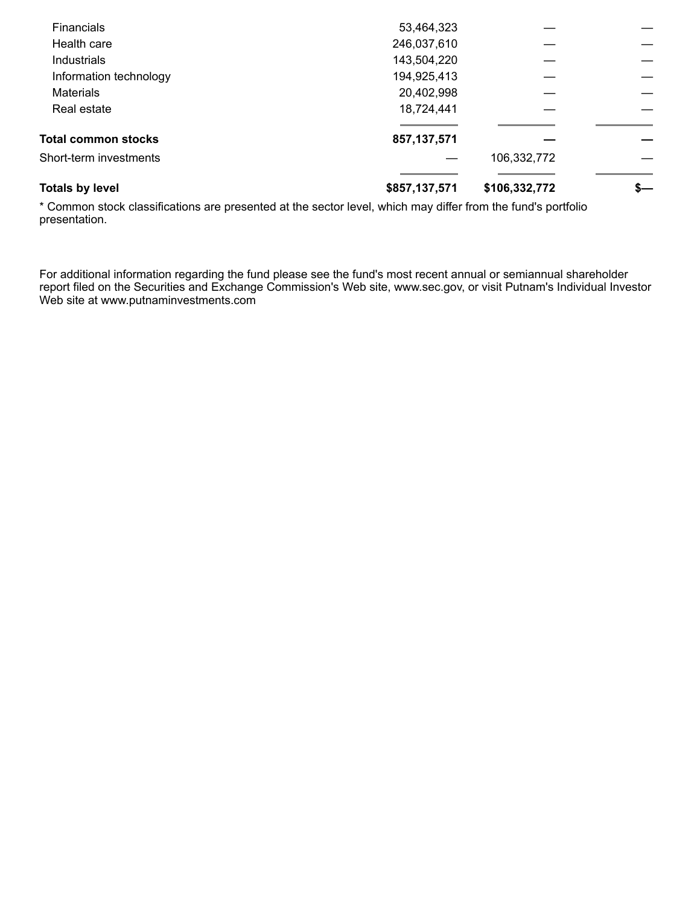| | | | |
|---|---|---|---|
| Financials | 53,464,323 | — | — |
| Health care | 246,037,610 | — | — |
| Industrials | 143,504,220 | — | — |
| Information technology | 194,925,413 | — | — |
| Materials | 20,402,998 | — | — |
| Real estate | 18,724,441 | — | — |
| **Total common stocks** | **857,137,571** | **—** | **—** |
| Short-term investments | — | 106,332,772 | — |
| **Totals by level** | **$857,137,571** | **$106,332,772** | **$—** |

* Common stock classifications are presented at the sector level, which may differ from the fund's portfolio presentation.

For additional information regarding the fund please see the fund's most recent annual or semiannual shareholder report filed on the Securities and Exchange Commission's Web site, www.sec.gov, or visit Putnam's Individual Investor Web site at www.putnaminvestments.com